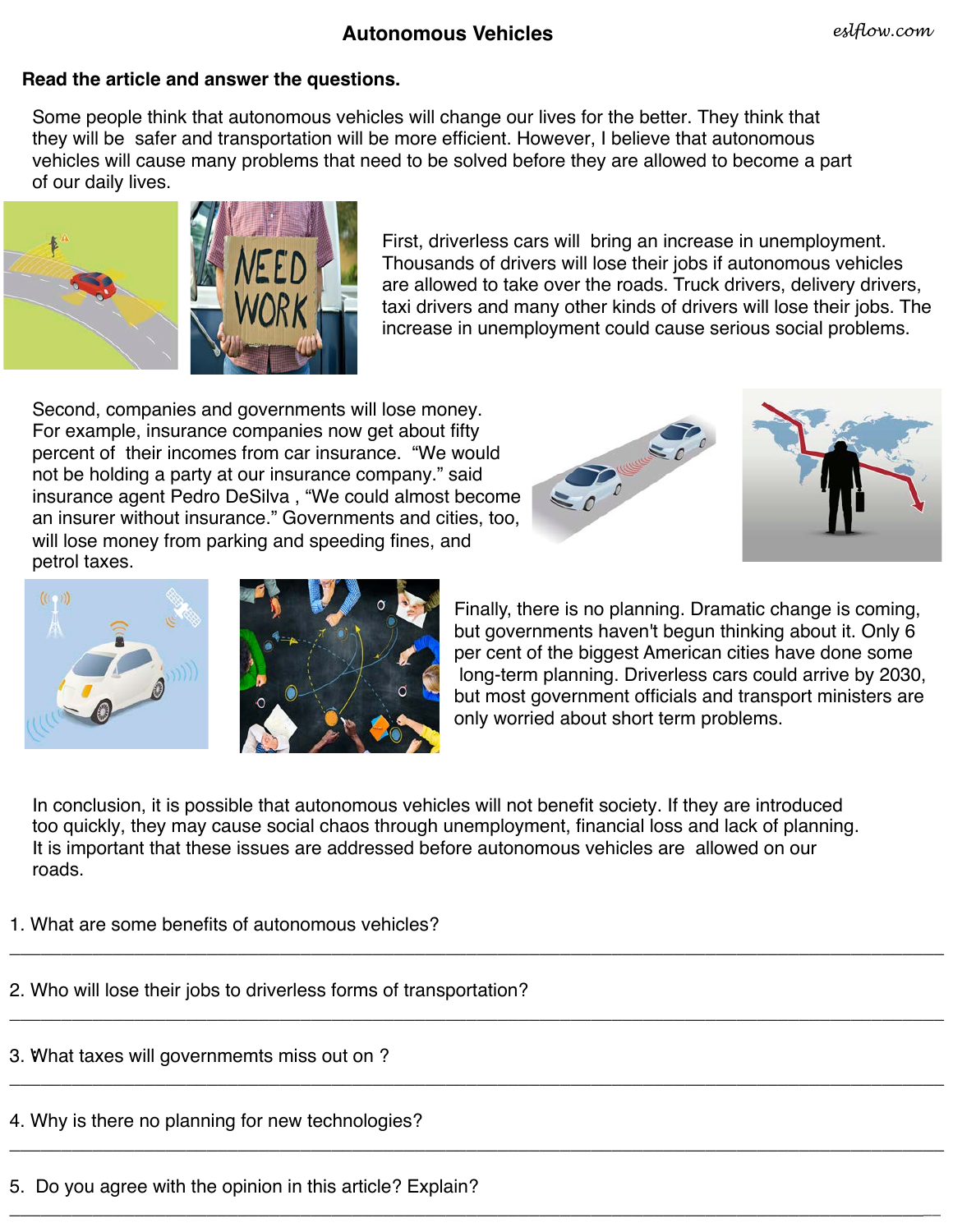# Autonomous Vehicles

eslflow.com

**Read the article and answer the questions.**

Some people think that autonomous vehicles will change our lives for the better. They think that they will be safer and transportation will be more efficient. However, I believe that autonomous vehicles will cause many problems that need to be solved before they are allowed to become a part of our daily lives.

First, driverless cars will bring an increase in unemployment. Thousands of drivers will lose their jobs if autonomous vehicles are allowed to take over the roads. Truck drivers, delivery drivers, taxi drivers and many other kinds of drivers will lose their jobs. The increase in unemployment could cause serious social problems.

Second, companies and governments will lose money. For example, insurance companies now get about fifty percent of their incomes from car insurance. "We would not be holding a party at our insurance company." said insurance agent Pedro DeSilva , "We could almost become an insurer without insurance." Governments and cities, too, will lose money from parking and speeding fines, and petrol taxes.

Finally, there is no planning. Dramatic change is coming, but governments haven't begun thinking about it. Only 6 per cent of the biggest American cities have done some long-term planning. Driverless cars could arrive by 2030, but most government officials and transport ministers are only worried about short term problems.

In conclusion, it is possible that autonomous vehicles will not benefit society. If they are introduced too quickly, they may cause social chaos through unemployment, financial loss and lack of planning. It is important that these issues are addressed before autonomous vehicles are allowed on our roads.

1. What are some benefits of autonomous vehicles?

______________________________________________________________________________

2. Who will lose their jobs to driverless forms of transportation?

______________________________________________________________________________

3. What taxes will governmemts miss out on ?

______________________________________________________________________________

4. Why is there no planning for new technologies?

______________________________________________________________________________

5. Do you agree with the opinion in this article? Explain?

______________________________________________________________________________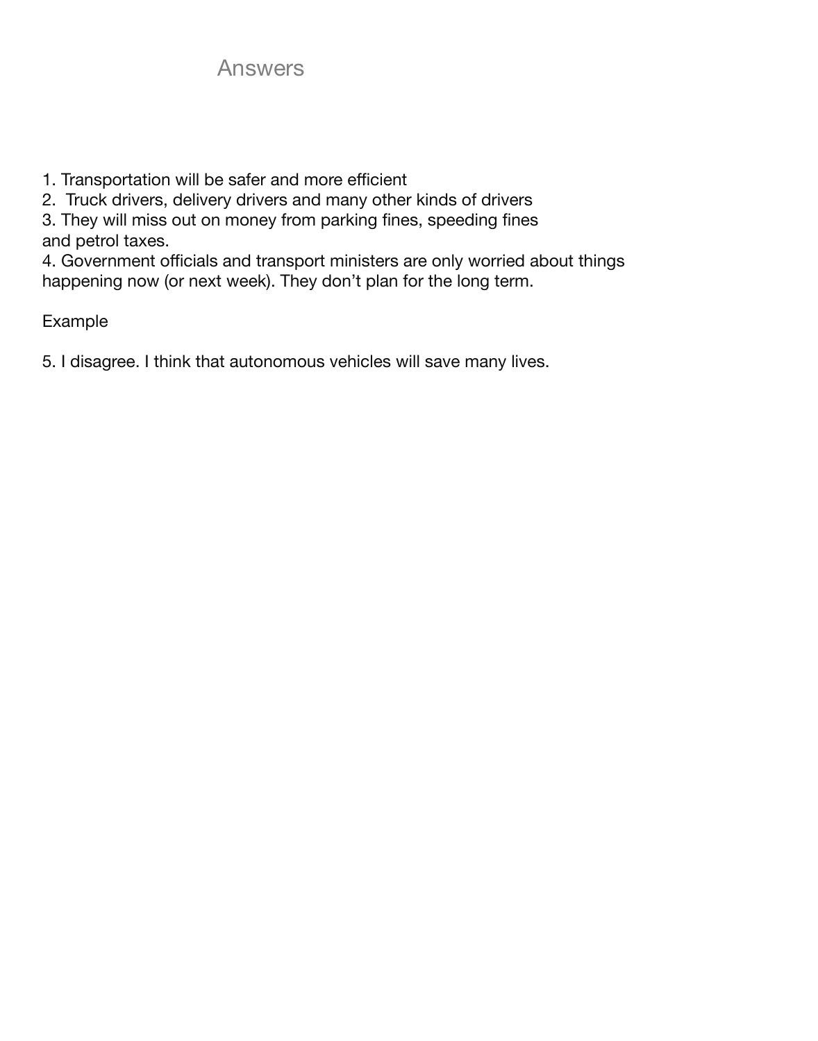# Answers

1. Transportation will be safer and more efficient
2. Truck drivers, delivery drivers and many other kinds of drivers
3. They will miss out on money from parking fines, speeding fines and petrol taxes.
4. Government officials and transport ministers are only worried about things happening now (or next week). They don't plan for the long term.

Example

5. I disagree. I think that autonomous vehicles will save many lives.